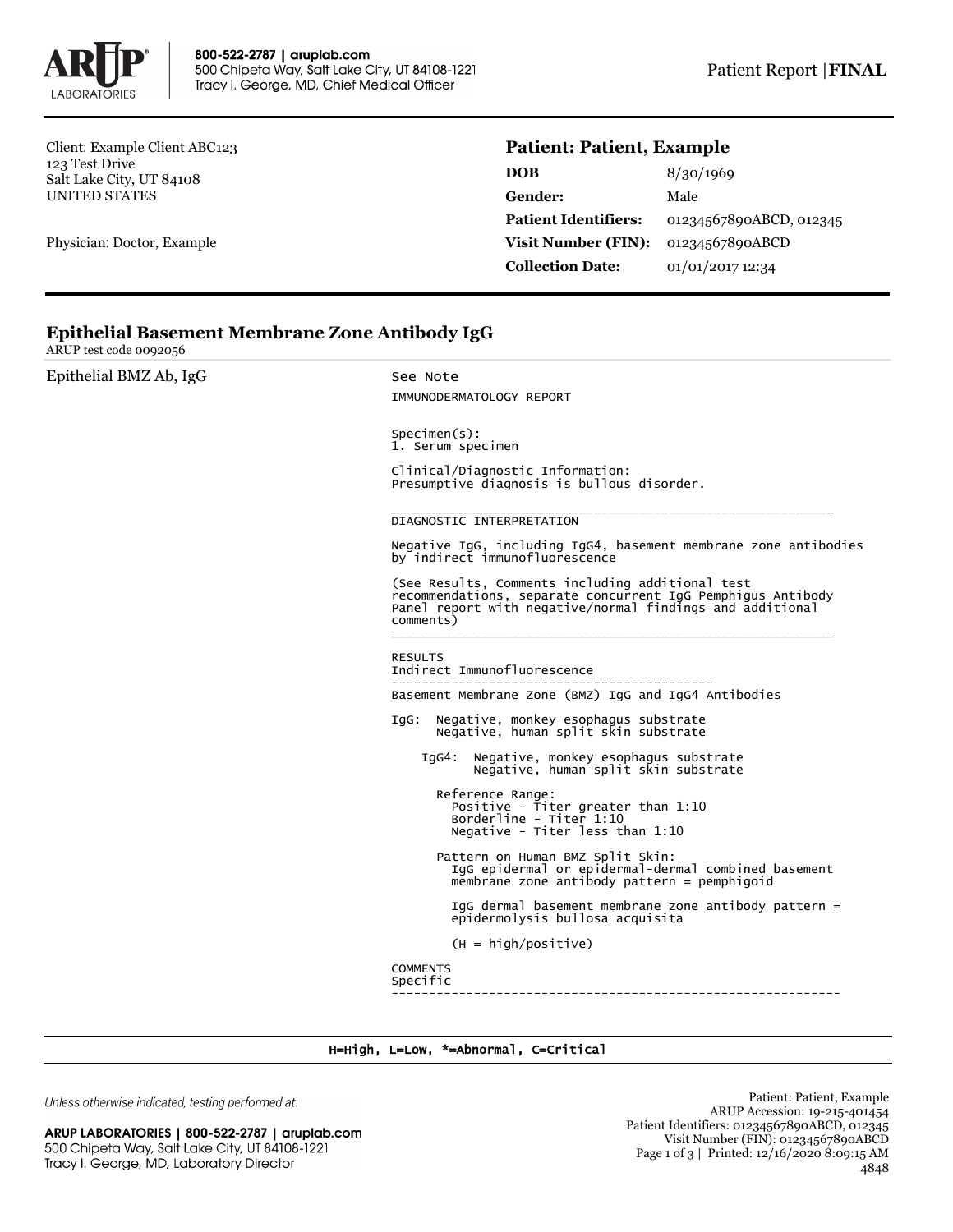800-522-2787 | aruplab.com
500 Chipeta Way, Salt Lake City, UT 84108-1221
Tracy I. George, MD, Chief Medical Officer

Patient Report | **FINAL**

Client: Example Client ABC123
123 Test Drive
Salt Lake City, UT 84108
UNITED STATES

Physician: Doctor, Example

## Patient: Patient, Example

| | |
|---|---|
| **DOB** | 8/30/1969 |
| **Gender:** | Male |
| **Patient Identifiers:** | 01234567890ABCD, 012345 |
| **Visit Number (FIN):** | 01234567890ABCD |
| **Collection Date:** | 01/01/2017 12:34 |

## Epithelial Basement Membrane Zone Antibody IgG

ARUP test code 0092056

Epithelial BMZ Ab, IgG

```
See Note
IMMUNODERMATOLOGY REPORT

Specimen(s):
1. Serum specimen

Clinical/Diagnostic Information:
Presumptive diagnosis is bullous disorder.

________________________________________________________
DIAGNOSTIC INTERPRETATION

Negative IgG, including IgG4, basement membrane zone antibodies
by indirect immunofluorescence

(See Results, Comments including additional test
recommendations, separate concurrent IgG Pemphigus Antibody
Panel report with negative/normal findings and additional
comments)
________________________________________________________

RESULTS
Indirect Immunofluorescence
-------------------------------------------
Basement Membrane Zone (BMZ) IgG and IgG4 Antibodies

IgG:  Negative, monkey esophagus substrate
      Negative, human split skin substrate

    IgG4:  Negative, monkey esophagus substrate
           Negative, human split skin substrate

      Reference Range:
        Positive - Titer greater than 1:10
        Borderline - Titer 1:10
        Negative - Titer less than 1:10

      Pattern on Human BMZ Split Skin:
        IgG epidermal or epidermal-dermal combined basement
        membrane zone antibody pattern = pemphigoid

        IgG dermal basement membrane zone antibody pattern =
        epidermolysis bullosa acquisita

        (H = high/positive)

COMMENTS
Specific
-----------------------------------------------------------
```

H=High, L=Low, *=Abnormal, C=Critical

*Unless otherwise indicated, testing performed at:*

ARUP LABORATORIES | 800-522-2787 | aruplab.com
500 Chipeta Way, Salt Lake City, UT 84108-1221
Tracy I. George, MD, Laboratory Director

Patient: Patient, Example
ARUP Accession: 19-215-401454
Patient Identifiers: 01234567890ABCD, 012345
Visit Number (FIN): 01234567890ABCD
Printed: 12/16/2020 8:09:15 AM
4848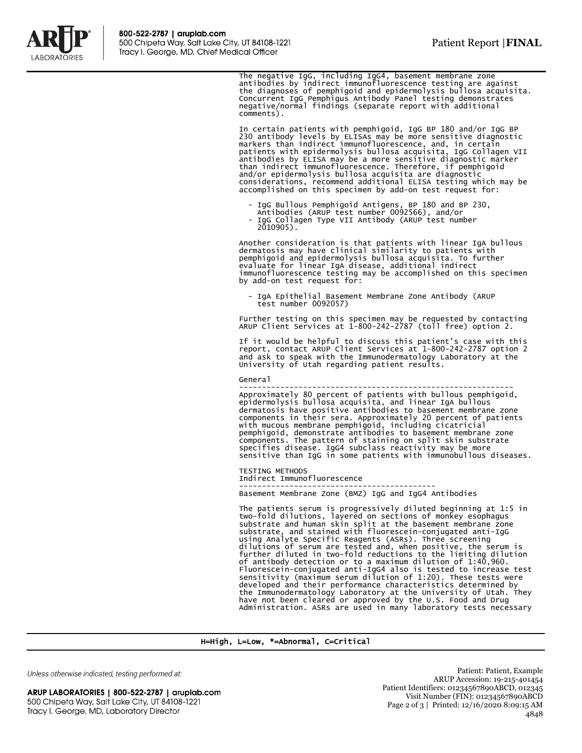The negative IgG, including IgG4, basement membrane zone antibodies by indirect immunofluorescence testing are against the diagnoses of pemphigoid and epidermolysis bullosa acquisita. Concurrent IgG Pemphigus Antibody Panel testing demonstrates negative/normal findings (separate report with additional comments).

In certain patients with pemphigoid, IgG BP 180 and/or IgG BP 230 antibody levels by ELISAs may be more sensitive diagnostic markers than indirect immunofluorescence, and, in certain patients with epidermolysis bullosa acquisita, IgG Collagen VII antibodies by ELISA may be a more sensitive diagnostic marker than indirect immunofluorescence. Therefore, if pemphigoid and/or epidermolysis bullosa acquisita are diagnostic considerations, recommend additional ELISA testing which may be accomplished on this specimen by add-on test request for:

- IgG Bullous Pemphigoid Antigens, BP 180 and BP 230, Antibodies (ARUP test number 0092566), and/or
- IgG Collagen Type VII Antibody (ARUP test number 2010905).

Another consideration is that patients with linear IgA bullous dermatosis may have clinical similarity to patients with pemphigoid and epidermolysis bullosa acquisita. To further evaluate for linear IgA disease, additional indirect immunofluorescence testing may be accomplished on this specimen by add-on test request for:

- IgA Epithelial Basement Membrane Zone Antibody (ARUP test number 0092057)

Further testing on this specimen may be requested by contacting ARUP Client Services at 1-800-242-2787 (toll free) option 2.

If it would be helpful to discuss this patient's case with this report, contact ARUP Client Services at 1-800-242-2787 option 2 and ask to speak with the Immunodermatology Laboratory at the University of Utah regarding patient results.

General

---

Approximately 80 percent of patients with bullous pemphigoid, epidermolysis bullosa acquisita, and linear IgA bullous dermatosis have positive antibodies to basement membrane zone components in their sera. Approximately 20 percent of patients with mucous membrane pemphigoid, including cicatricial pemphigoid, demonstrate antibodies to basement membrane zone components. The pattern of staining on split skin substrate specifies disease. IgG4 subclass reactivity may be more sensitive than IgG in some patients with immunobullous diseases.

TESTING METHODS
Indirect Immunofluorescence

---

Basement Membrane Zone (BMZ) IgG and IgG4 Antibodies

The patients serum is progressively diluted beginning at 1:5 in two-fold dilutions, layered on sections of monkey esophagus substrate and human skin split at the basement membrane zone substrate, and stained with fluorescein-conjugated anti-IgG using Analyte Specific Reagents (ASRs). Three screening dilutions of serum are tested and, when positive, the serum is further diluted in two-fold reductions to the limiting dilution of antibody detection or to a maximum dilution of 1:40,960. Fluorescein-conjugated anti-IgG4 also is tested to increase test sensitivity (maximum serum dilution of 1:20). These tests were developed and their performance characteristics determined by the Immunodermatology Laboratory at the University of Utah. They have not been cleared or approved by the U.S. Food and Drug Administration. ASRs are used in many laboratory tests necessary

H=High, L=Low, *=Abnormal, C=Critical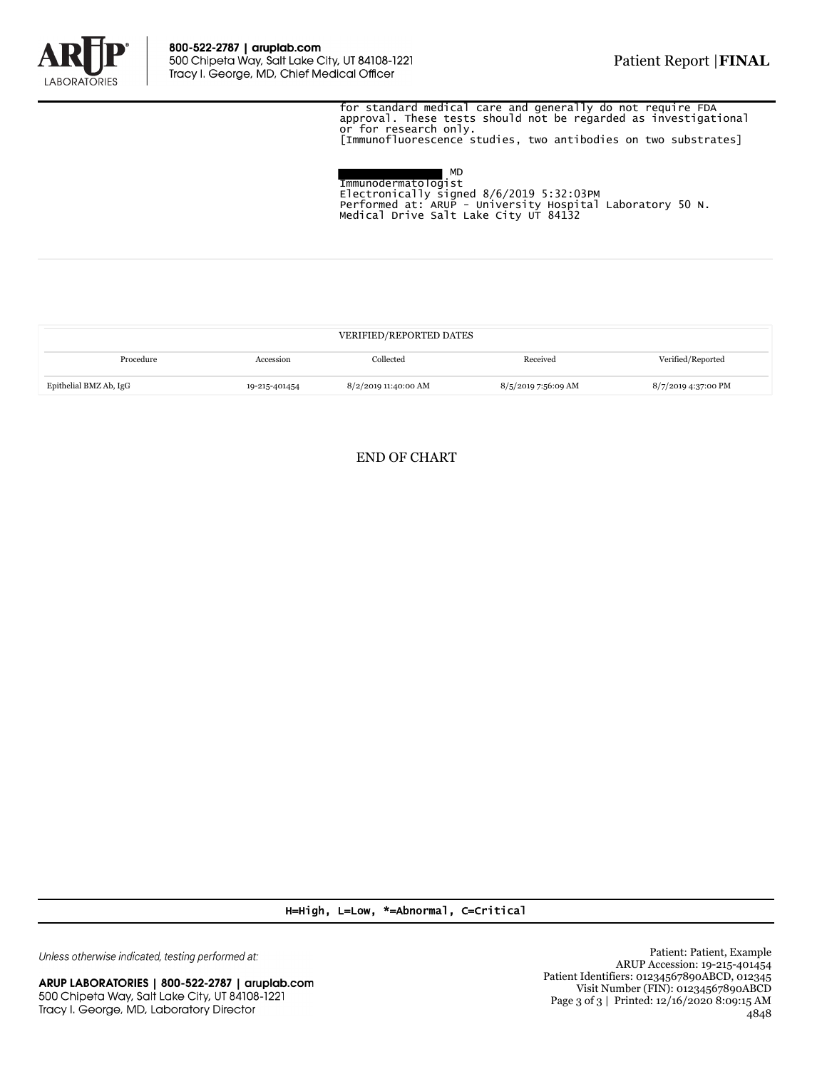for standard medical care and generally do not require FDA approval. These tests should not be regarded as investigational or for research only.
[Immunofluorescence studies, two antibodies on two substrates]

██████████ MD
Immunodermatologist
Electronically signed 8/6/2019 5:32:03PM
Performed at: ARUP - University Hospital Laboratory 50 N. Medical Drive Salt Lake City UT 84132

| VERIFIED/REPORTED DATES | | | | |
|---|---|---|---|---|
| Procedure | Accession | Collected | Received | Verified/Reported |
| Epithelial BMZ Ab, IgG | 19-215-401454 | 8/2/2019 11:40:00 AM | 8/5/2019 7:56:09 AM | 8/7/2019 4:37:00 PM |

END OF CHART

H=High, L=Low, *=Abnormal, C=Critical

Unless otherwise indicated, testing performed at:

**ARUP LABORATORIES | 800-522-2787 | aruplab.com**
500 Chipeta Way, Salt Lake City, UT 84108-1221
Tracy I. George, MD, Laboratory Director

Patient: Patient, Example
ARUP Accession: 19-215-401454
Patient Identifiers: 01234567890ABCD, 012345
Visit Number (FIN): 01234567890ABCD
Printed: 12/16/2020 8:09:15 AM
4848